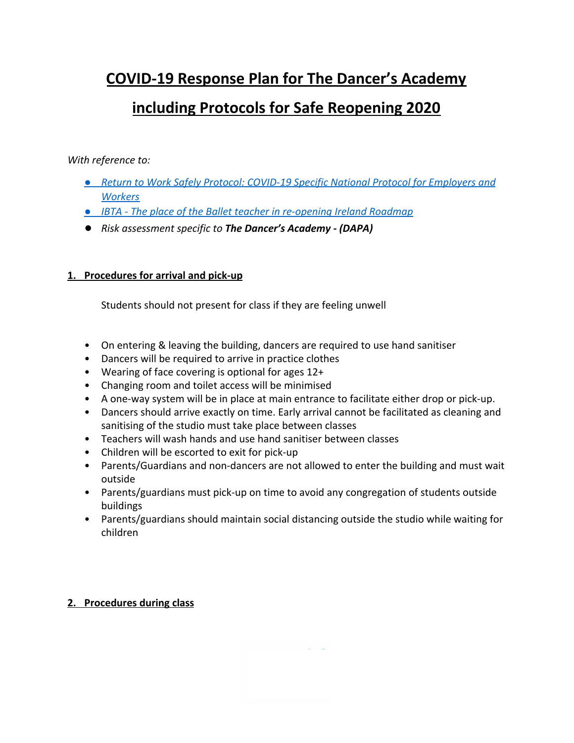# COVID-19 Response Plan for The Dancer's Academy

# including Protocols for Safe Reopening 2020

*With reference to:*

- *Return to Work Safely Protocol: COVID-19 Specific National Protocol for Employers and Workers*
- *IBTA - The place of the Ballet teacher in re-opening Ireland Roadmap*
- *Risk assessment specific to **The Dancer's Academy - (DAPA)***

## 1. Procedures for arrival and pick-up

Students should not present for class if they are feeling unwell

- On entering & leaving the building, dancers are required to use hand sanitiser
- Dancers will be required to arrive in practice clothes
- Wearing of face covering is optional for ages 12+
- Changing room and toilet access will be minimised
- A one-way system will be in place at main entrance to facilitate either drop or pick-up.
- Dancers should arrive exactly on time. Early arrival cannot be facilitated as cleaning and sanitising of the studio must take place between classes
- Teachers will wash hands and use hand sanitiser between classes
- Children will be escorted to exit for pick-up
- Parents/Guardians and non-dancers are not allowed to enter the building and must wait outside
- Parents/guardians must pick-up on time to avoid any congregation of students outside buildings
- Parents/guardians should maintain social distancing outside the studio while waiting for children

## 2. Procedures during class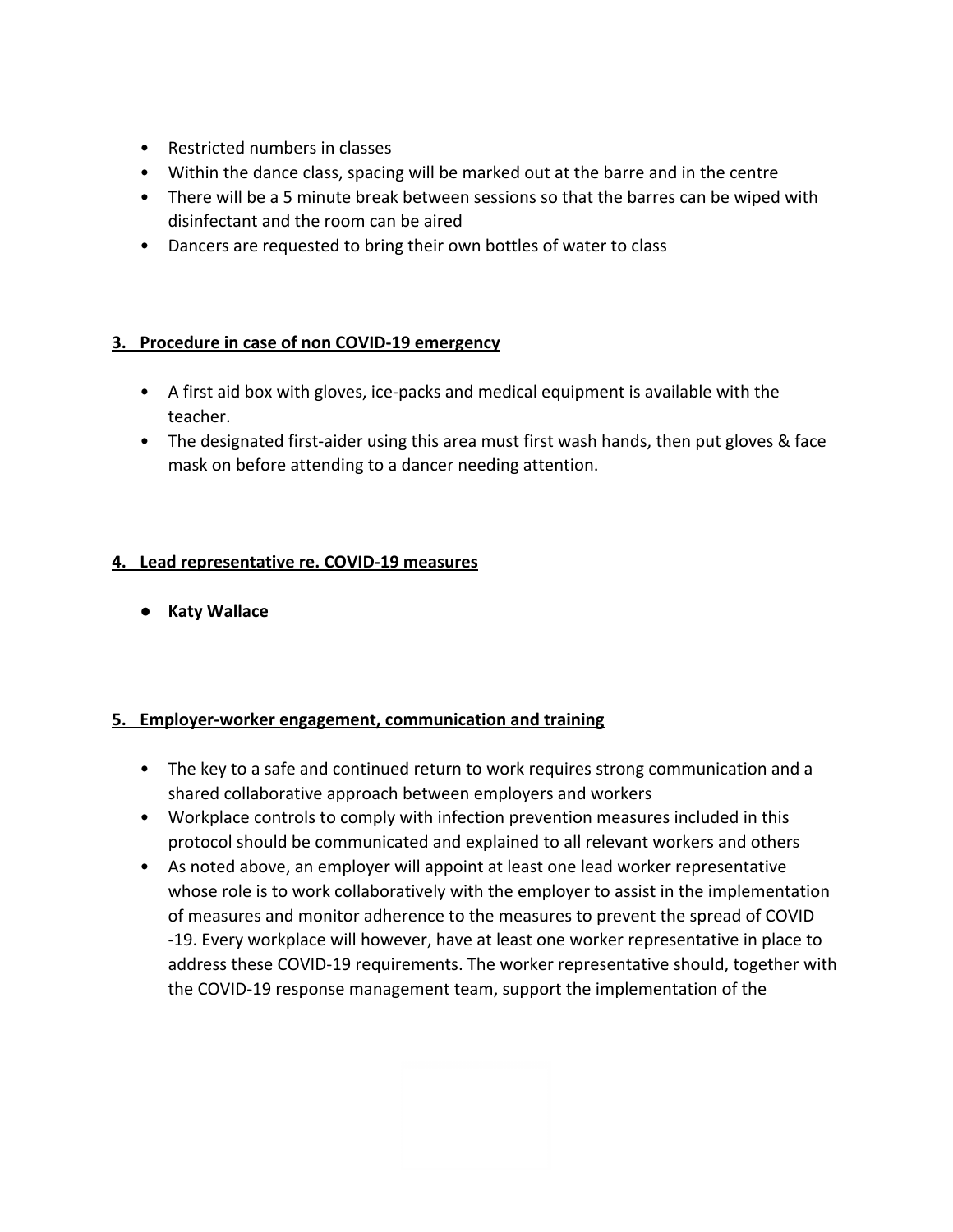- Restricted numbers in classes
- Within the dance class, spacing will be marked out at the barre and in the centre
- There will be a 5 minute break between sessions so that the barres can be wiped with disinfectant and the room can be aired
- Dancers are requested to bring their own bottles of water to class

## 3. Procedure in case of non COVID-19 emergency

- A first aid box with gloves, ice-packs and medical equipment is available with the teacher.
- The designated first-aider using this area must first wash hands, then put gloves & face mask on before attending to a dancer needing attention.

## 4. Lead representative re. COVID-19 measures

- **Katy Wallace**

## 5. Employer-worker engagement, communication and training

- The key to a safe and continued return to work requires strong communication and a shared collaborative approach between employers and workers
- Workplace controls to comply with infection prevention measures included in this protocol should be communicated and explained to all relevant workers and others
- As noted above, an employer will appoint at least one lead worker representative whose role is to work collaboratively with the employer to assist in the implementation of measures and monitor adherence to the measures to prevent the spread of COVID -19. Every workplace will however, have at least one worker representative in place to address these COVID-19 requirements. The worker representative should, together with the COVID-19 response management team, support the implementation of the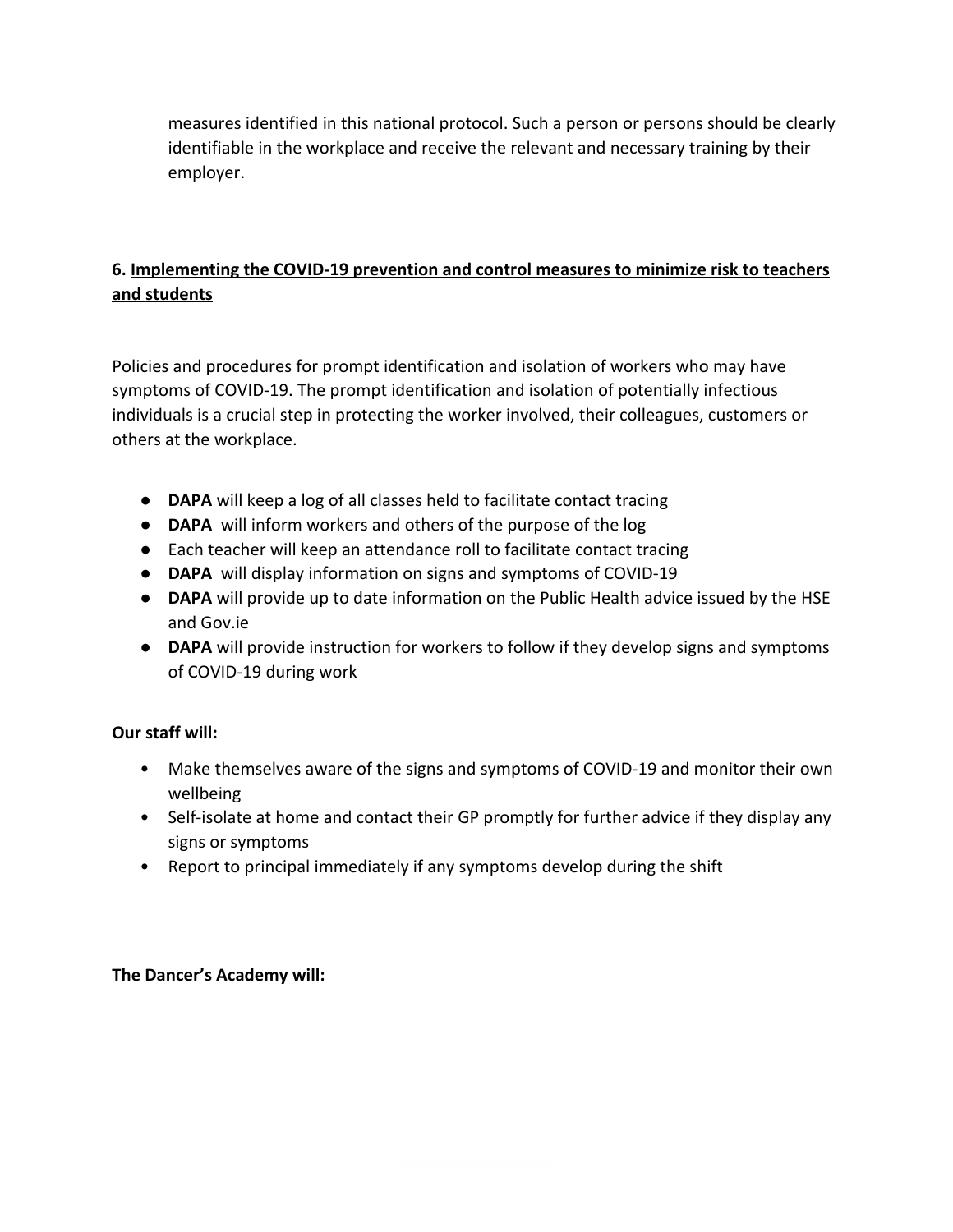measures identified in this national protocol. Such a person or persons should be clearly identifiable in the workplace and receive the relevant and necessary training by their employer.

## 6. Implementing the COVID-19 prevention and control measures to minimize risk to teachers and students

Policies and procedures for prompt identification and isolation of workers who may have symptoms of COVID-19. The prompt identification and isolation of potentially infectious individuals is a crucial step in protecting the worker involved, their colleagues, customers or others at the workplace.

- **DAPA** will keep a log of all classes held to facilitate contact tracing
- **DAPA** will inform workers and others of the purpose of the log
- Each teacher will keep an attendance roll to facilitate contact tracing
- **DAPA** will display information on signs and symptoms of COVID-19
- **DAPA** will provide up to date information on the Public Health advice issued by the HSE and Gov.ie
- **DAPA** will provide instruction for workers to follow if they develop signs and symptoms of COVID-19 during work

**Our staff will:**

- Make themselves aware of the signs and symptoms of COVID-19 and monitor their own wellbeing
- Self-isolate at home and contact their GP promptly for further advice if they display any signs or symptoms
- Report to principal immediately if any symptoms develop during the shift

**The Dancer's Academy will:**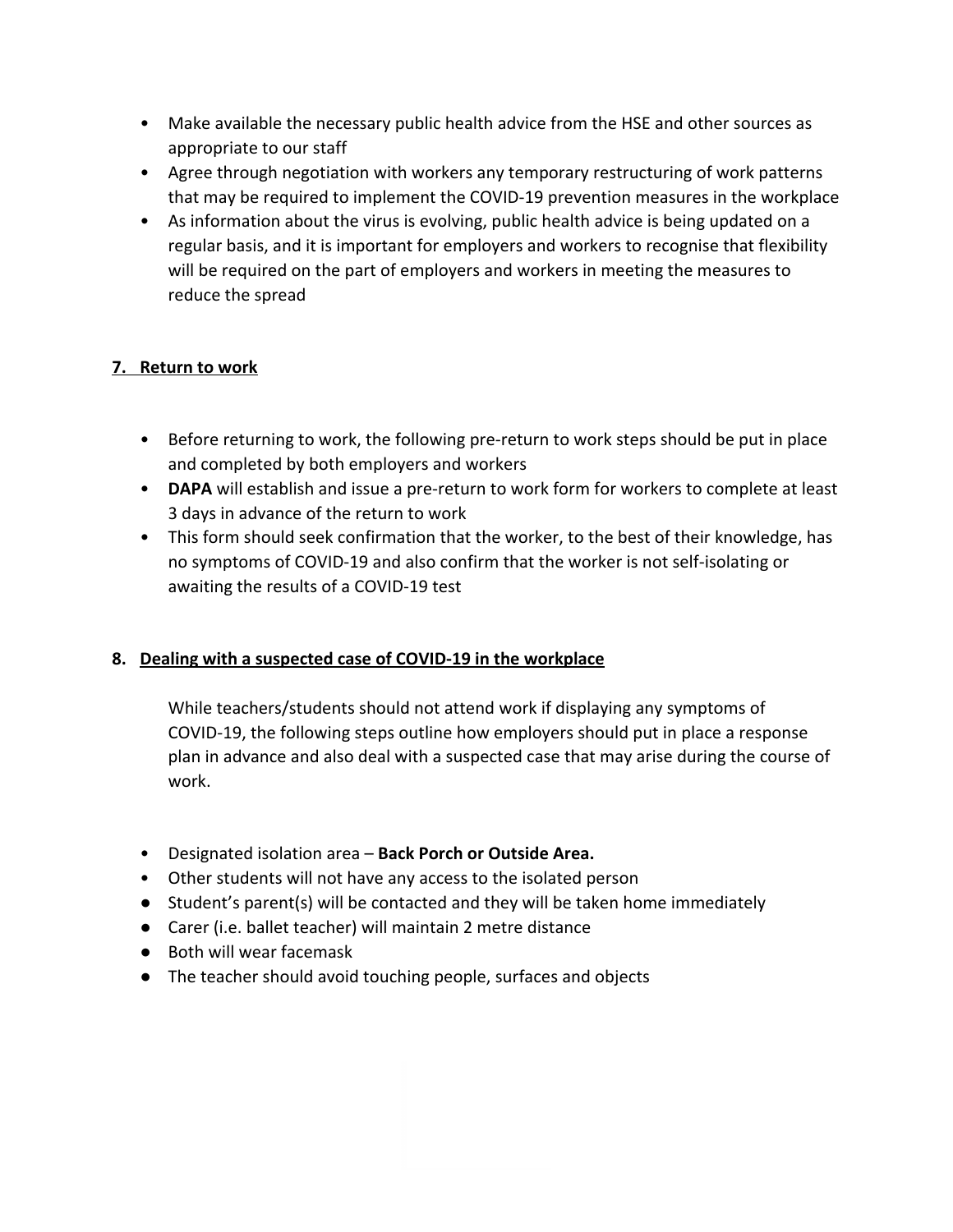- Make available the necessary public health advice from the HSE and other sources as appropriate to our staff
- Agree through negotiation with workers any temporary restructuring of work patterns that may be required to implement the COVID-19 prevention measures in the workplace
- As information about the virus is evolving, public health advice is being updated on a regular basis, and it is important for employers and workers to recognise that flexibility will be required on the part of employers and workers in meeting the measures to reduce the spread

## 7. Return to work

- Before returning to work, the following pre-return to work steps should be put in place and completed by both employers and workers
- **DAPA** will establish and issue a pre-return to work form for workers to complete at least 3 days in advance of the return to work
- This form should seek confirmation that the worker, to the best of their knowledge, has no symptoms of COVID-19 and also confirm that the worker is not self-isolating or awaiting the results of a COVID-19 test

## 8. Dealing with a suspected case of COVID-19 in the workplace

While teachers/students should not attend work if displaying any symptoms of COVID-19, the following steps outline how employers should put in place a response plan in advance and also deal with a suspected case that may arise during the course of work.

- Designated isolation area – **Back Porch or Outside Area.**
- Other students will not have any access to the isolated person
- Student's parent(s) will be contacted and they will be taken home immediately
- Carer (i.e. ballet teacher) will maintain 2 metre distance
- Both will wear facemask
- The teacher should avoid touching people, surfaces and objects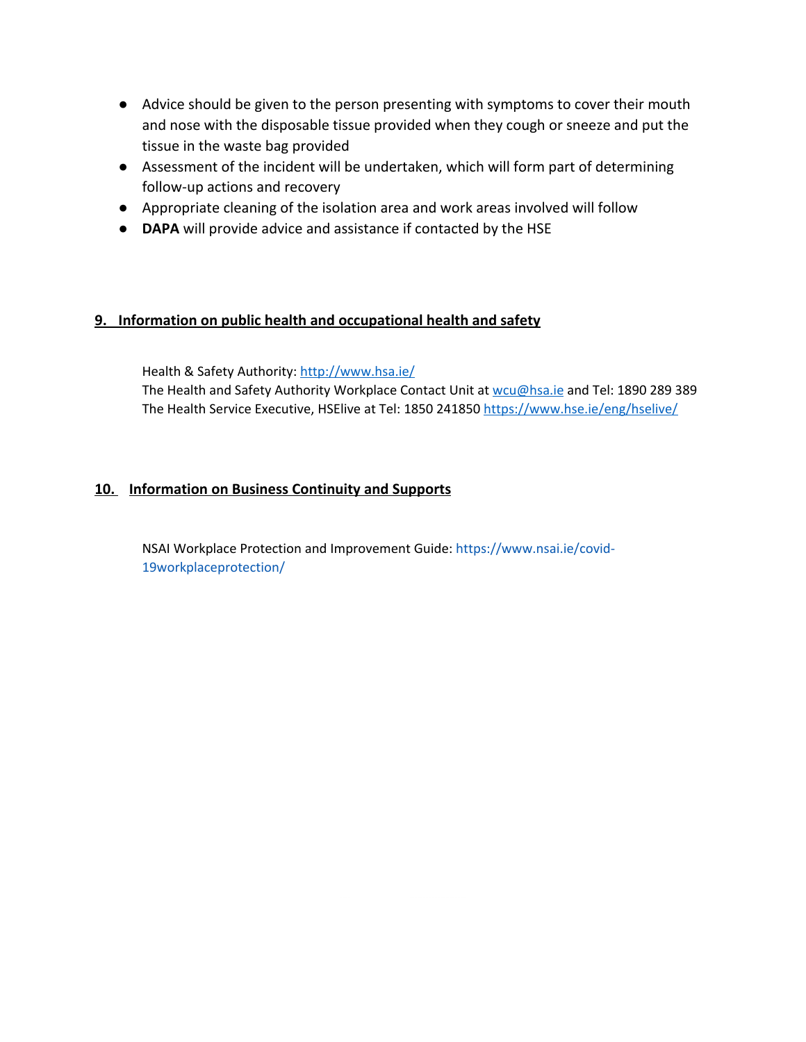- Advice should be given to the person presenting with symptoms to cover their mouth and nose with the disposable tissue provided when they cough or sneeze and put the tissue in the waste bag provided
- Assessment of the incident will be undertaken, which will form part of determining follow-up actions and recovery
- Appropriate cleaning of the isolation area and work areas involved will follow
- **DAPA** will provide advice and assistance if contacted by the HSE

## 9. Information on public health and occupational health and safety

Health & Safety Authority: http://www.hsa.ie/
The Health and Safety Authority Workplace Contact Unit at wcu@hsa.ie and Tel: 1890 289 389
The Health Service Executive, HSElive at Tel: 1850 241850 https://www.hse.ie/eng/hselive/

## 10. Information on Business Continuity and Supports

NSAI Workplace Protection and Improvement Guide: https://www.nsai.ie/covid-19workplaceprotection/